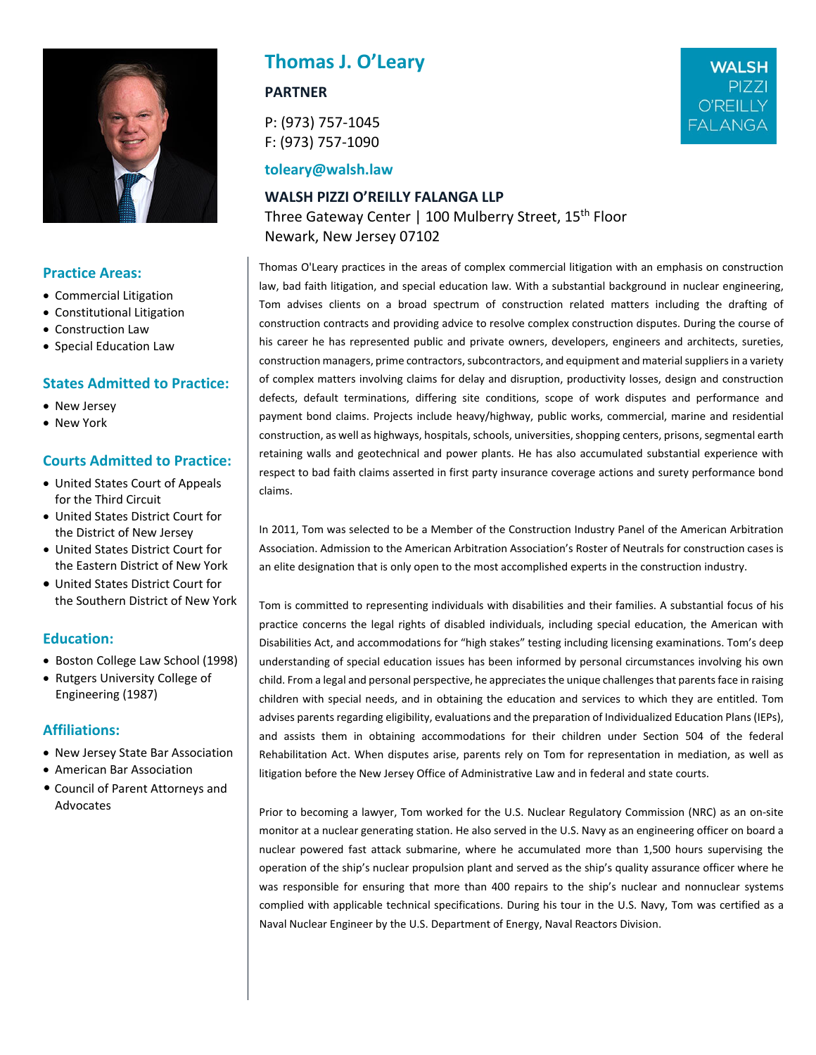# Thomas J. O'Leary

**PARTNER**

P: (973) 757-1045
F: (973) 757-1090

toleary@walsh.law

**WALSH PIZZI O'REILLY FALANGA LLP**
Three Gateway Center | 100 Mulberry Street, 15th Floor
Newark, New Jersey 07102

WALSH PIZZI O'REILLY FALANGA

## Practice Areas:

- Commercial Litigation
- Constitutional Litigation
- Construction Law
- Special Education Law

## States Admitted to Practice:

- New Jersey
- New York

## Courts Admitted to Practice:

- United States Court of Appeals for the Third Circuit
- United States District Court for the District of New Jersey
- United States District Court for the Eastern District of New York
- United States District Court for the Southern District of New York

## Education:

- Boston College Law School (1998)
- Rutgers University College of Engineering (1987)

## Affiliations:

- New Jersey State Bar Association
- American Bar Association
- Council of Parent Attorneys and Advocates

Thomas O'Leary practices in the areas of complex commercial litigation with an emphasis on construction law, bad faith litigation, and special education law. With a substantial background in nuclear engineering, Tom advises clients on a broad spectrum of construction related matters including the drafting of construction contracts and providing advice to resolve complex construction disputes. During the course of his career he has represented public and private owners, developers, engineers and architects, sureties, construction managers, prime contractors, subcontractors, and equipment and material suppliers in a variety of complex matters involving claims for delay and disruption, productivity losses, design and construction defects, default terminations, differing site conditions, scope of work disputes and performance and payment bond claims. Projects include heavy/highway, public works, commercial, marine and residential construction, as well as highways, hospitals, schools, universities, shopping centers, prisons, segmental earth retaining walls and geotechnical and power plants. He has also accumulated substantial experience with respect to bad faith claims asserted in first party insurance coverage actions and surety performance bond claims.

In 2011, Tom was selected to be a Member of the Construction Industry Panel of the American Arbitration Association. Admission to the American Arbitration Association's Roster of Neutrals for construction cases is an elite designation that is only open to the most accomplished experts in the construction industry.

Tom is committed to representing individuals with disabilities and their families. A substantial focus of his practice concerns the legal rights of disabled individuals, including special education, the American with Disabilities Act, and accommodations for "high stakes" testing including licensing examinations. Tom's deep understanding of special education issues has been informed by personal circumstances involving his own child. From a legal and personal perspective, he appreciates the unique challenges that parents face in raising children with special needs, and in obtaining the education and services to which they are entitled. Tom advises parents regarding eligibility, evaluations and the preparation of Individualized Education Plans (IEPs), and assists them in obtaining accommodations for their children under Section 504 of the federal Rehabilitation Act. When disputes arise, parents rely on Tom for representation in mediation, as well as litigation before the New Jersey Office of Administrative Law and in federal and state courts.

Prior to becoming a lawyer, Tom worked for the U.S. Nuclear Regulatory Commission (NRC) as an on-site monitor at a nuclear generating station. He also served in the U.S. Navy as an engineering officer on board a nuclear powered fast attack submarine, where he accumulated more than 1,500 hours supervising the operation of the ship's nuclear propulsion plant and served as the ship's quality assurance officer where he was responsible for ensuring that more than 400 repairs to the ship's nuclear and nonnuclear systems complied with applicable technical specifications. During his tour in the U.S. Navy, Tom was certified as a Naval Nuclear Engineer by the U.S. Department of Energy, Naval Reactors Division.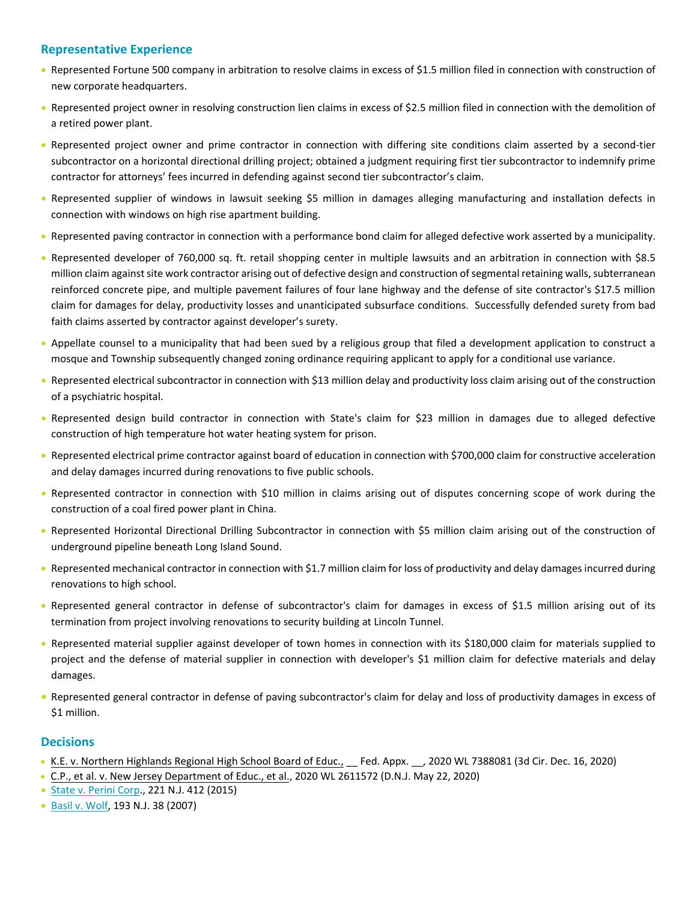## Representative Experience

- Represented Fortune 500 company in arbitration to resolve claims in excess of $1.5 million filed in connection with construction of new corporate headquarters.
- Represented project owner in resolving construction lien claims in excess of $2.5 million filed in connection with the demolition of a retired power plant.
- Represented project owner and prime contractor in connection with differing site conditions claim asserted by a second-tier subcontractor on a horizontal directional drilling project; obtained a judgment requiring first tier subcontractor to indemnify prime contractor for attorneys' fees incurred in defending against second tier subcontractor's claim.
- Represented supplier of windows in lawsuit seeking $5 million in damages alleging manufacturing and installation defects in connection with windows on high rise apartment building.
- Represented paving contractor in connection with a performance bond claim for alleged defective work asserted by a municipality.
- Represented developer of 760,000 sq. ft. retail shopping center in multiple lawsuits and an arbitration in connection with $8.5 million claim against site work contractor arising out of defective design and construction of segmental retaining walls, subterranean reinforced concrete pipe, and multiple pavement failures of four lane highway and the defense of site contractor's $17.5 million claim for damages for delay, productivity losses and unanticipated subsurface conditions. Successfully defended surety from bad faith claims asserted by contractor against developer's surety.
- Appellate counsel to a municipality that had been sued by a religious group that filed a development application to construct a mosque and Township subsequently changed zoning ordinance requiring applicant to apply for a conditional use variance.
- Represented electrical subcontractor in connection with $13 million delay and productivity loss claim arising out of the construction of a psychiatric hospital.
- Represented design build contractor in connection with State's claim for $23 million in damages due to alleged defective construction of high temperature hot water heating system for prison.
- Represented electrical prime contractor against board of education in connection with $700,000 claim for constructive acceleration and delay damages incurred during renovations to five public schools.
- Represented contractor in connection with $10 million in claims arising out of disputes concerning scope of work during the construction of a coal fired power plant in China.
- Represented Horizontal Directional Drilling Subcontractor in connection with $5 million claim arising out of the construction of underground pipeline beneath Long Island Sound.
- Represented mechanical contractor in connection with $1.7 million claim for loss of productivity and delay damages incurred during renovations to high school.
- Represented general contractor in defense of subcontractor's claim for damages in excess of $1.5 million arising out of its termination from project involving renovations to security building at Lincoln Tunnel.
- Represented material supplier against developer of town homes in connection with its $180,000 claim for materials supplied to project and the defense of material supplier in connection with developer's $1 million claim for defective materials and delay damages.
- Represented general contractor in defense of paving subcontractor's claim for delay and loss of productivity damages in excess of $1 million.

## Decisions

- K.E. v. Northern Highlands Regional High School Board of Educ., __ Fed. Appx. __, 2020 WL 7388081 (3d Cir. Dec. 16, 2020)
- C.P., et al. v. New Jersey Department of Educ., et al., 2020 WL 2611572 (D.N.J. May 22, 2020)
- State v. Perini Corp., 221 N.J. 412 (2015)
- Basil v. Wolf, 193 N.J. 38 (2007)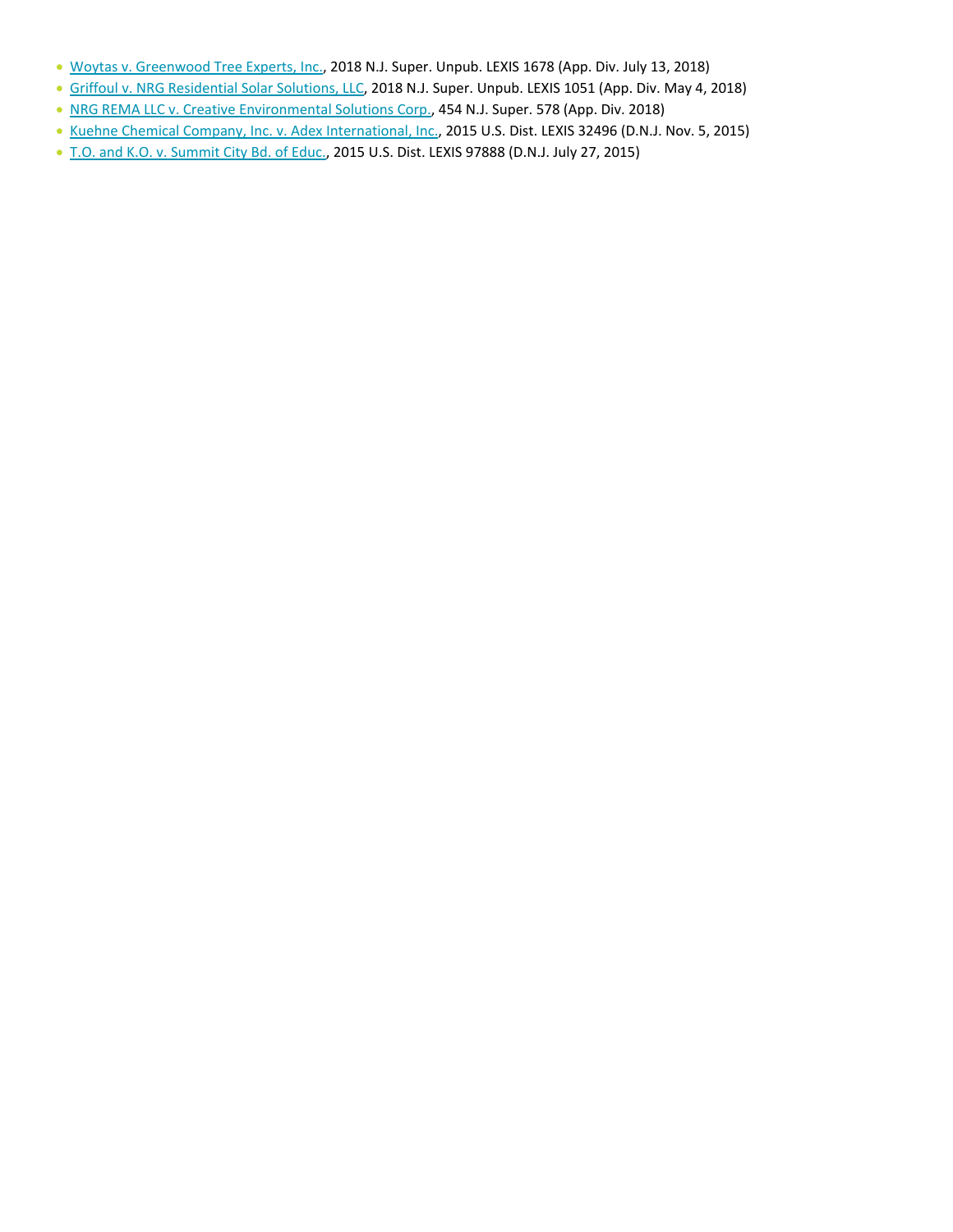- Woytas v. Greenwood Tree Experts, Inc., 2018 N.J. Super. Unpub. LEXIS 1678 (App. Div. July 13, 2018)
- Griffoul v. NRG Residential Solar Solutions, LLC, 2018 N.J. Super. Unpub. LEXIS 1051 (App. Div. May 4, 2018)
- NRG REMA LLC v. Creative Environmental Solutions Corp., 454 N.J. Super. 578 (App. Div. 2018)
- Kuehne Chemical Company, Inc. v. Adex International, Inc., 2015 U.S. Dist. LEXIS 32496 (D.N.J. Nov. 5, 2015)
- T.O. and K.O. v. Summit City Bd. of Educ., 2015 U.S. Dist. LEXIS 97888 (D.N.J. July 27, 2015)